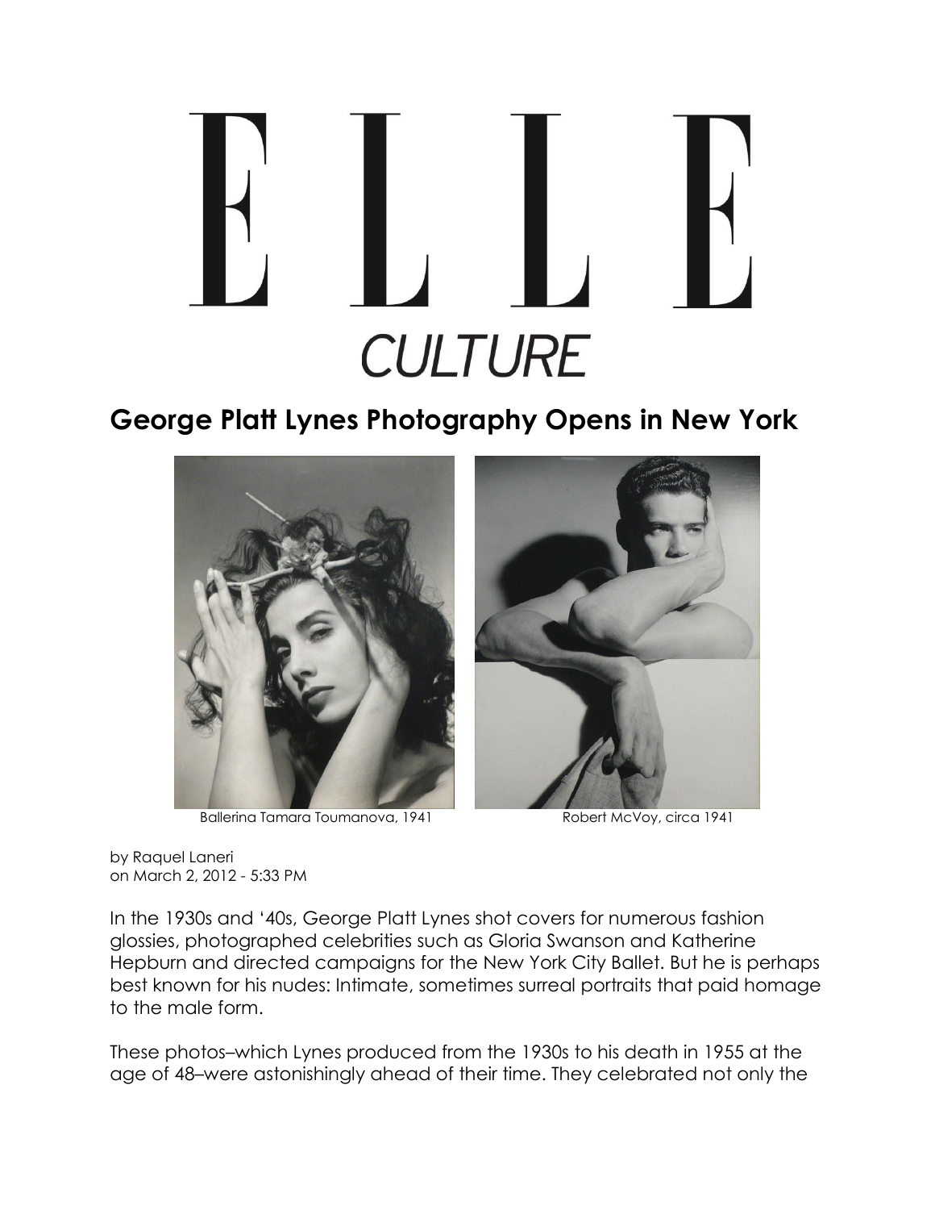# ELLE

## CULTURE

# George Platt Lynes Photography Opens in New York

Ballerina Tamara Toumanova, 1941

Robert McVoy, circa 1941

by Raquel Laneri
on March 2, 2012 - 5:33 PM

In the 1930s and '40s, George Platt Lynes shot covers for numerous fashion glossies, photographed celebrities such as Gloria Swanson and Katherine Hepburn and directed campaigns for the New York City Ballet. But he is perhaps best known for his nudes: Intimate, sometimes surreal portraits that paid homage to the male form.

These photos–which Lynes produced from the 1930s to his death in 1955 at the age of 48–were astonishingly ahead of their time. They celebrated not only the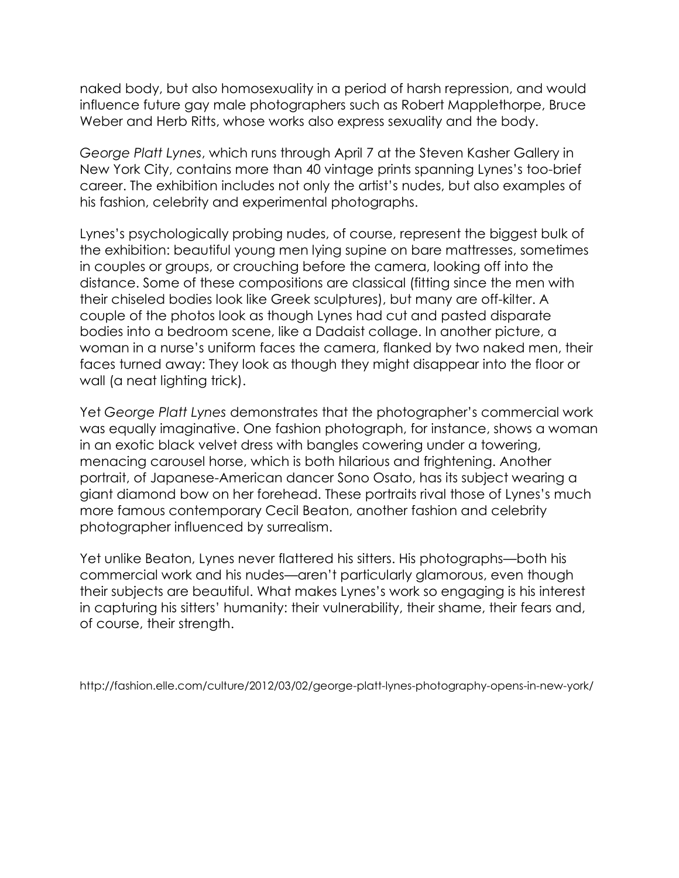naked body, but also homosexuality in a period of harsh repression, and would influence future gay male photographers such as Robert Mapplethorpe, Bruce Weber and Herb Ritts, whose works also express sexuality and the body.

*George Platt Lynes*, which runs through April 7 at the Steven Kasher Gallery in New York City, contains more than 40 vintage prints spanning Lynes's too-brief career. The exhibition includes not only the artist's nudes, but also examples of his fashion, celebrity and experimental photographs.

Lynes's psychologically probing nudes, of course, represent the biggest bulk of the exhibition: beautiful young men lying supine on bare mattresses, sometimes in couples or groups, or crouching before the camera, looking off into the distance. Some of these compositions are classical (fitting since the men with their chiseled bodies look like Greek sculptures), but many are off-kilter. A couple of the photos look as though Lynes had cut and pasted disparate bodies into a bedroom scene, like a Dadaist collage. In another picture, a woman in a nurse's uniform faces the camera, flanked by two naked men, their faces turned away: They look as though they might disappear into the floor or wall (a neat lighting trick).

Yet *George Platt Lynes* demonstrates that the photographer's commercial work was equally imaginative. One fashion photograph, for instance, shows a woman in an exotic black velvet dress with bangles cowering under a towering, menacing carousel horse, which is both hilarious and frightening. Another portrait, of Japanese-American dancer Sono Osato, has its subject wearing a giant diamond bow on her forehead. These portraits rival those of Lynes's much more famous contemporary Cecil Beaton, another fashion and celebrity photographer influenced by surrealism.

Yet unlike Beaton, Lynes never flattered his sitters. His photographs—both his commercial work and his nudes—aren't particularly glamorous, even though their subjects are beautiful. What makes Lynes's work so engaging is his interest in capturing his sitters' humanity: their vulnerability, their shame, their fears and, of course, their strength.

http://fashion.elle.com/culture/2012/03/02/george-platt-lynes-photography-opens-in-new-york/